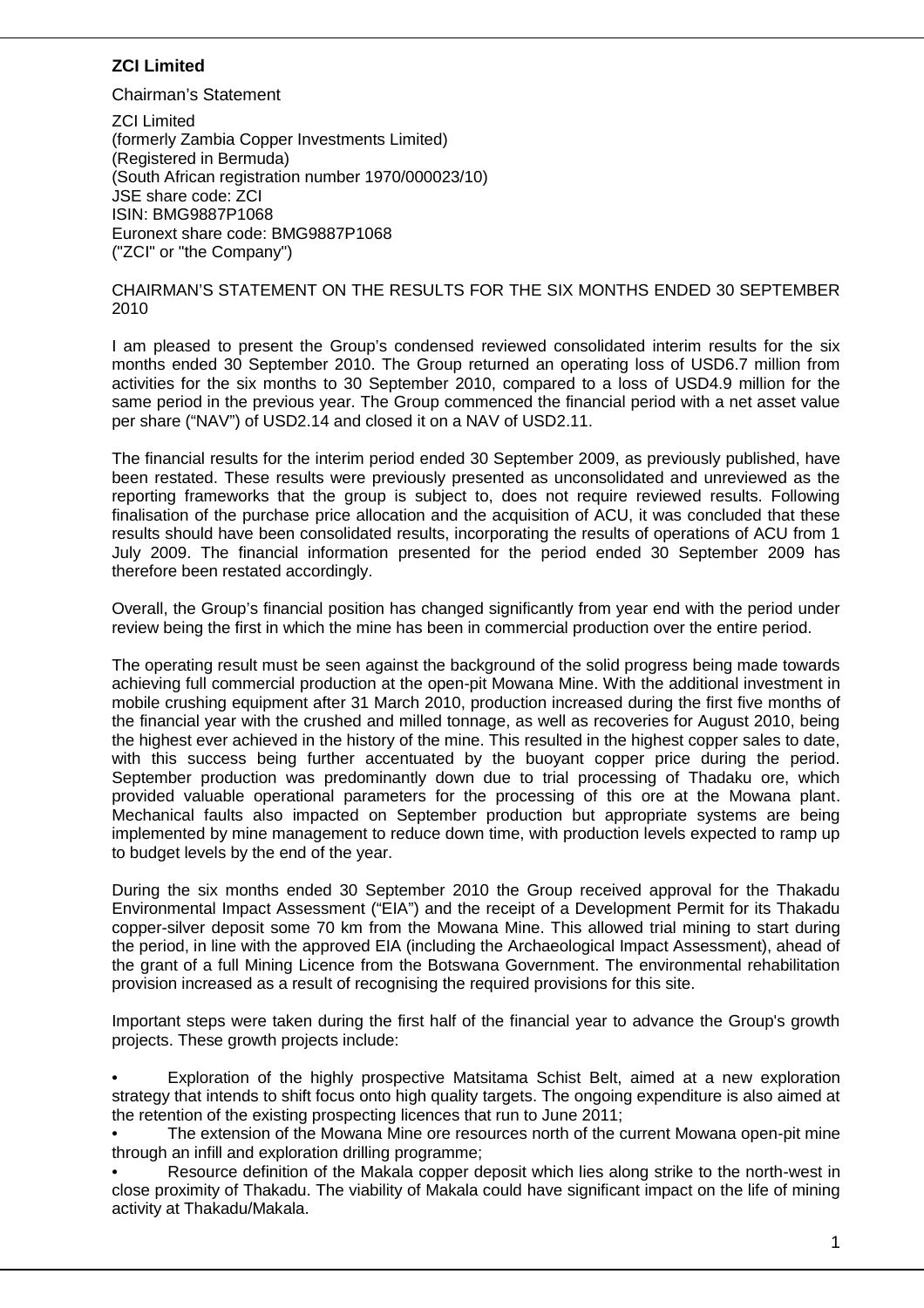**ZCI Limited**

Chairman's Statement

ZCI Limited
(formerly Zambia Copper Investments Limited)
(Registered in Bermuda)
(South African registration number 1970/000023/10)
JSE share code: ZCI
ISIN: BMG9887P1068
Euronext share code: BMG9887P1068
("ZCI" or "the Company")

CHAIRMAN'S STATEMENT ON THE RESULTS FOR THE SIX MONTHS ENDED 30 SEPTEMBER 2010

I am pleased to present the Group's condensed reviewed consolidated interim results for the six months ended 30 September 2010. The Group returned an operating loss of USD6.7 million from activities for the six months to 30 September 2010, compared to a loss of USD4.9 million for the same period in the previous year. The Group commenced the financial period with a net asset value per share ("NAV") of USD2.14 and closed it on a NAV of USD2.11.

The financial results for the interim period ended 30 September 2009, as previously published, have been restated. These results were previously presented as unconsolidated and unreviewed as the reporting frameworks that the group is subject to, does not require reviewed results. Following finalisation of the purchase price allocation and the acquisition of ACU, it was concluded that these results should have been consolidated results, incorporating the results of operations of ACU from 1 July 2009. The financial information presented for the period ended 30 September 2009 has therefore been restated accordingly.

Overall, the Group's financial position has changed significantly from year end with the period under review being the first in which the mine has been in commercial production over the entire period.

The operating result must be seen against the background of the solid progress being made towards achieving full commercial production at the open-pit Mowana Mine. With the additional investment in mobile crushing equipment after 31 March 2010, production increased during the first five months of the financial year with the crushed and milled tonnage, as well as recoveries for August 2010, being the highest ever achieved in the history of the mine. This resulted in the highest copper sales to date, with this success being further accentuated by the buoyant copper price during the period. September production was predominantly down due to trial processing of Thadaku ore, which provided valuable operational parameters for the processing of this ore at the Mowana plant. Mechanical faults also impacted on September production but appropriate systems are being implemented by mine management to reduce down time, with production levels expected to ramp up to budget levels by the end of the year.

During the six months ended 30 September 2010 the Group received approval for the Thakadu Environmental Impact Assessment ("EIA") and the receipt of a Development Permit for its Thakadu copper-silver deposit some 70 km from the Mowana Mine. This allowed trial mining to start during the period, in line with the approved EIA (including the Archaeological Impact Assessment), ahead of the grant of a full Mining Licence from the Botswana Government. The environmental rehabilitation provision increased as a result of recognising the required provisions for this site.

Important steps were taken during the first half of the financial year to advance the Group's growth projects. These growth projects include:

- Exploration of the highly prospective Matsitama Schist Belt, aimed at a new exploration strategy that intends to shift focus onto high quality targets. The ongoing expenditure is also aimed at the retention of the existing prospecting licences that run to June 2011;
- The extension of the Mowana Mine ore resources north of the current Mowana open-pit mine through an infill and exploration drilling programme;
- Resource definition of the Makala copper deposit which lies along strike to the north-west in close proximity of Thakadu. The viability of Makala could have significant impact on the life of mining activity at Thakadu/Makala.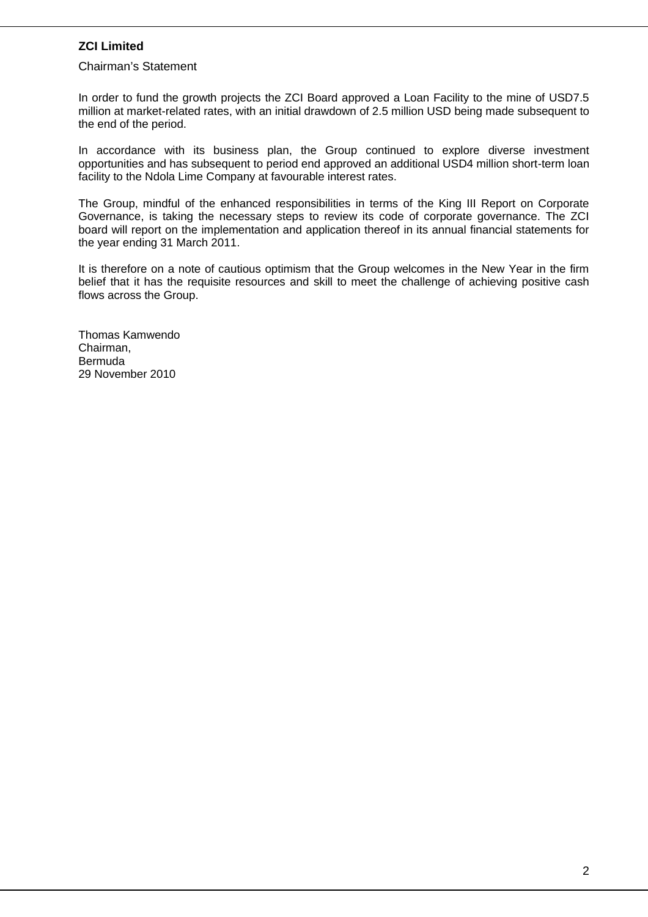**ZCI Limited**

Chairman's Statement

In order to fund the growth projects the ZCI Board approved a Loan Facility to the mine of USD7.5 million at market-related rates, with an initial drawdown of 2.5 million USD being made subsequent to the end of the period.

In accordance with its business plan, the Group continued to explore diverse investment opportunities and has subsequent to period end approved an additional USD4 million short-term loan facility to the Ndola Lime Company at favourable interest rates.

The Group, mindful of the enhanced responsibilities in terms of the King III Report on Corporate Governance, is taking the necessary steps to review its code of corporate governance. The ZCI board will report on the implementation and application thereof in its annual financial statements for the year ending 31 March 2011.

It is therefore on a note of cautious optimism that the Group welcomes in the New Year in the firm belief that it has the requisite resources and skill to meet the challenge of achieving positive cash flows across the Group.

Thomas Kamwendo
Chairman,
Bermuda
29 November 2010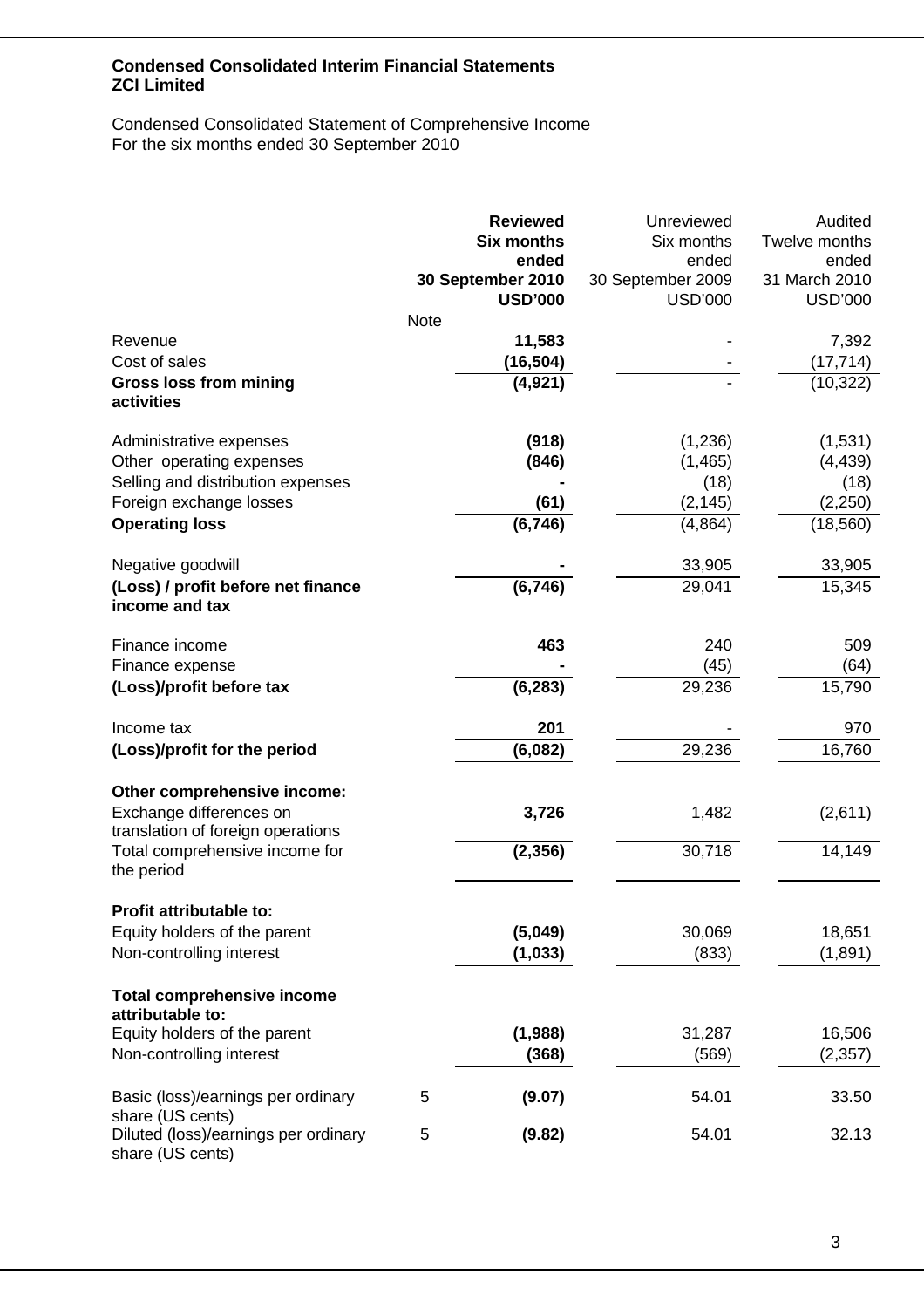**Condensed Consolidated Interim Financial Statements**
**ZCI Limited**

Condensed Consolidated Statement of Comprehensive Income
For the six months ended 30 September 2010

| | Note | **Reviewed Six months ended 30 September 2010 USD'000** | Unreviewed Six months ended 30 September 2009 USD'000 | Audited Twelve months ended 31 March 2010 USD'000 |
|---|---|---|---|---|
| Revenue | | **11,583** | - | 7,392 |
| Cost of sales | | **(16,504)** | - | (17,714) |
| **Gross loss from mining activities** | | **(4,921)** | - | (10,322) |
| Administrative expenses | | **(918)** | (1,236) | (1,531) |
| Other operating expenses | | **(846)** | (1,465) | (4,439) |
| Selling and distribution expenses | | **-** | (18) | (18) |
| Foreign exchange losses | | **(61)** | (2,145) | (2,250) |
| **Operating loss** | | **(6,746)** | (4,864) | (18,560) |
| Negative goodwill | | **-** | 33,905 | 33,905 |
| **(Loss) / profit before net finance income and tax** | | **(6,746)** | 29,041 | 15,345 |
| Finance income | | **463** | 240 | 509 |
| Finance expense | | **-** | (45) | (64) |
| **(Loss)/profit before tax** | | **(6,283)** | 29,236 | 15,790 |
| Income tax | | **201** | - | 970 |
| **(Loss)/profit for the period** | | **(6,082)** | 29,236 | 16,760 |
| **Other comprehensive income:** | | | | |
| Exchange differences on translation of foreign operations | | **3,726** | 1,482 | (2,611) |
| Total comprehensive income for the period | | **(2,356)** | 30,718 | 14,149 |
| **Profit attributable to:** | | | | |
| Equity holders of the parent | | **(5,049)** | 30,069 | 18,651 |
| Non-controlling interest | | **(1,033)** | (833) | (1,891) |
| **Total comprehensive income attributable to:** | | | | |
| Equity holders of the parent | | **(1,988)** | 31,287 | 16,506 |
| Non-controlling interest | | **(368)** | (569) | (2,357) |
| Basic (loss)/earnings per ordinary share (US cents) | 5 | **(9.07)** | 54.01 | 33.50 |
| Diluted (loss)/earnings per ordinary share (US cents) | 5 | **(9.82)** | 54.01 | 32.13 |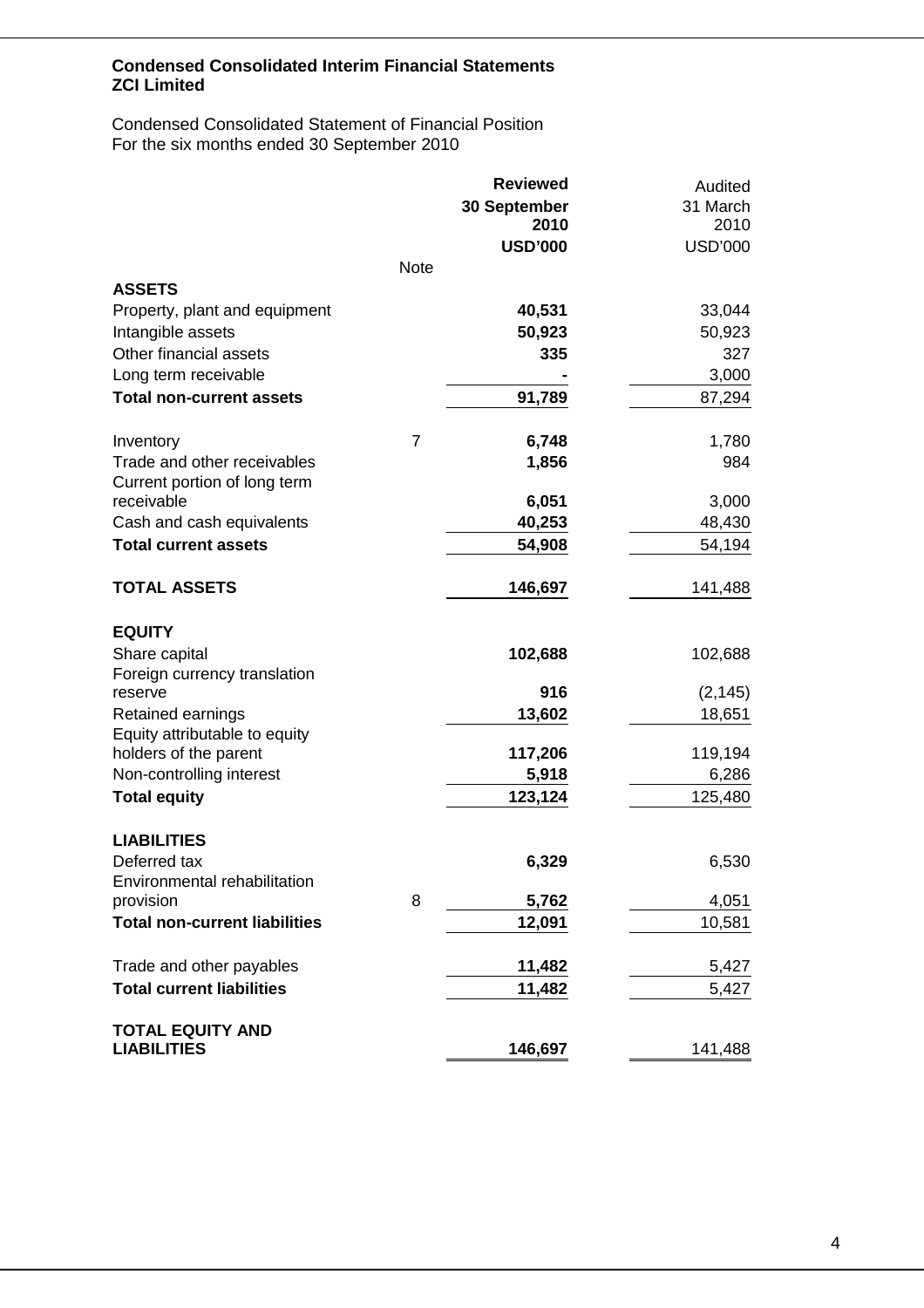**Condensed Consolidated Interim Financial Statements**
**ZCI Limited**

Condensed Consolidated Statement of Financial Position
For the six months ended 30 September 2010

| | Note | **Reviewed 30 September 2010 USD'000** | Audited 31 March 2010 USD'000 |
|---|---|---|---|
| **ASSETS** | | | |
| Property, plant and equipment | | **40,531** | 33,044 |
| Intangible assets | | **50,923** | 50,923 |
| Other financial assets | | **335** | 327 |
| Long term receivable | | **-** | 3,000 |
| **Total non-current assets** | | **91,789** | 87,294 |
| Inventory | 7 | **6,748** | 1,780 |
| Trade and other receivables | | **1,856** | 984 |
| Current portion of long term receivable | | **6,051** | 3,000 |
| Cash and cash equivalents | | **40,253** | 48,430 |
| **Total current assets** | | **54,908** | 54,194 |
| **TOTAL ASSETS** | | **146,697** | 141,488 |
| **EQUITY** | | | |
| Share capital | | **102,688** | 102,688 |
| Foreign currency translation reserve | | **916** | (2,145) |
| Retained earnings | | **13,602** | 18,651 |
| Equity attributable to equity holders of the parent | | **117,206** | 119,194 |
| Non-controlling interest | | **5,918** | 6,286 |
| **Total equity** | | **123,124** | 125,480 |
| **LIABILITIES** | | | |
| Deferred tax | | **6,329** | 6,530 |
| Environmental rehabilitation provision | 8 | **5,762** | 4,051 |
| **Total non-current liabilities** | | **12,091** | 10,581 |
| Trade and other payables | | **11,482** | 5,427 |
| **Total current liabilities** | | **11,482** | 5,427 |
| **TOTAL EQUITY AND LIABILITIES** | | **146,697** | 141,488 |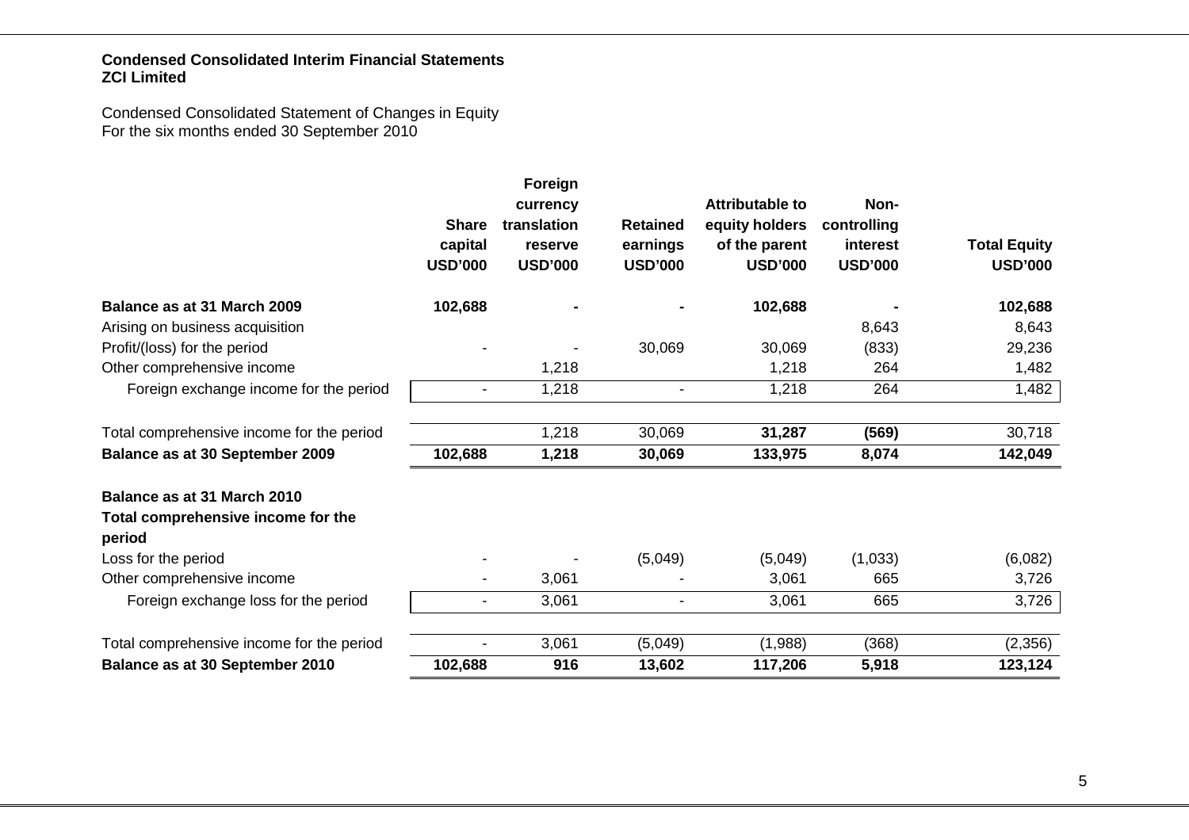**Condensed Consolidated Interim Financial Statements**
**ZCI Limited**

Condensed Consolidated Statement of Changes in Equity
For the six months ended 30 September 2010

| | Share capital USD'000 | Foreign currency translation reserve USD'000 | Retained earnings USD'000 | Attributable to equity holders of the parent USD'000 | Non-controlling interest USD'000 | Total Equity USD'000 |
|---|---|---|---|---|---|---|
| **Balance as at 31 March 2009** | **102,688** | **-** | **-** | **102,688** | **-** | **102,688** |
| Arising on business acquisition | | | | | 8,643 | 8,643 |
| Profit/(loss) for the period | - | - | 30,069 | 30,069 | (833) | 29,236 |
| Other comprehensive income | | 1,218 | | 1,218 | 264 | 1,482 |
| Foreign exchange income for the period | - | 1,218 | - | 1,218 | 264 | 1,482 |
| Total comprehensive income for the period | | 1,218 | 30,069 | **31,287** | **(569)** | 30,718 |
| **Balance as at 30 September 2009** | **102,688** | **1,218** | **30,069** | **133,975** | **8,074** | **142,049** |
| **Balance as at 31 March 2010** | | | | | | |
| **Total comprehensive income for the period** | | | | | | |
| Loss for the period | - | - | (5,049) | (5,049) | (1,033) | (6,082) |
| Other comprehensive income | - | 3,061 | - | 3,061 | 665 | 3,726 |
| Foreign exchange loss for the period | - | 3,061 | - | 3,061 | 665 | 3,726 |
| Total comprehensive income for the period | - | 3,061 | (5,049) | (1,988) | (368) | (2,356) |
| **Balance as at 30 September 2010** | **102,688** | **916** | **13,602** | **117,206** | **5,918** | **123,124** |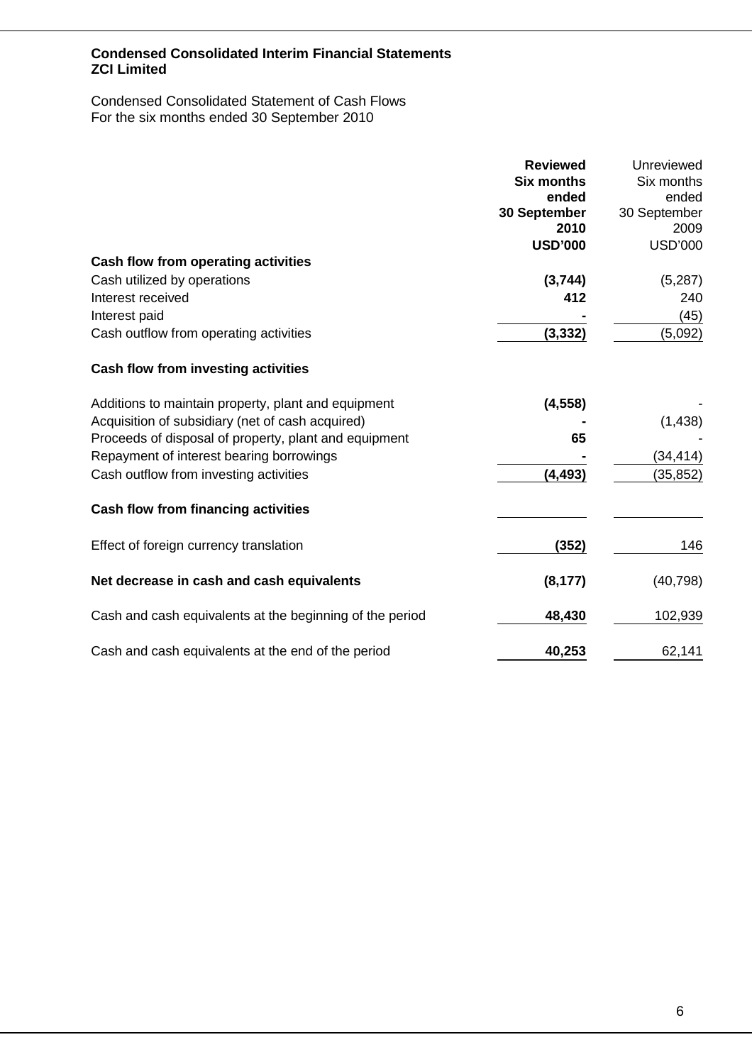**Condensed Consolidated Interim Financial Statements**
**ZCI Limited**

Condensed Consolidated Statement of Cash Flows
For the six months ended 30 September 2010

| | **Reviewed Six months ended 30 September 2010 USD'000** | Unreviewed Six months ended 30 September 2009 USD'000 |
|---|---|---|
| **Cash flow from operating activities** | | |
| Cash utilized by operations | **(3,744)** | (5,287) |
| Interest received | **412** | 240 |
| Interest paid | **-** | (45) |
| Cash outflow from operating activities | **(3,332)** | (5,092) |
| **Cash flow from investing activities** | | |
| Additions to maintain property, plant and equipment | **(4,558)** | - |
| Acquisition of subsidiary (net of cash acquired) | **-** | (1,438) |
| Proceeds of disposal of property, plant and equipment | **65** | - |
| Repayment of interest bearing borrowings | **-** | (34,414) |
| Cash outflow from investing activities | **(4,493)** | (35,852) |
| **Cash flow from financing activities** | | |
| Effect of foreign currency translation | **(352)** | 146 |
| **Net decrease in cash and cash equivalents** | **(8,177)** | (40,798) |
| Cash and cash equivalents at the beginning of the period | **48,430** | 102,939 |
| Cash and cash equivalents at the end of the period | **40,253** | 62,141 |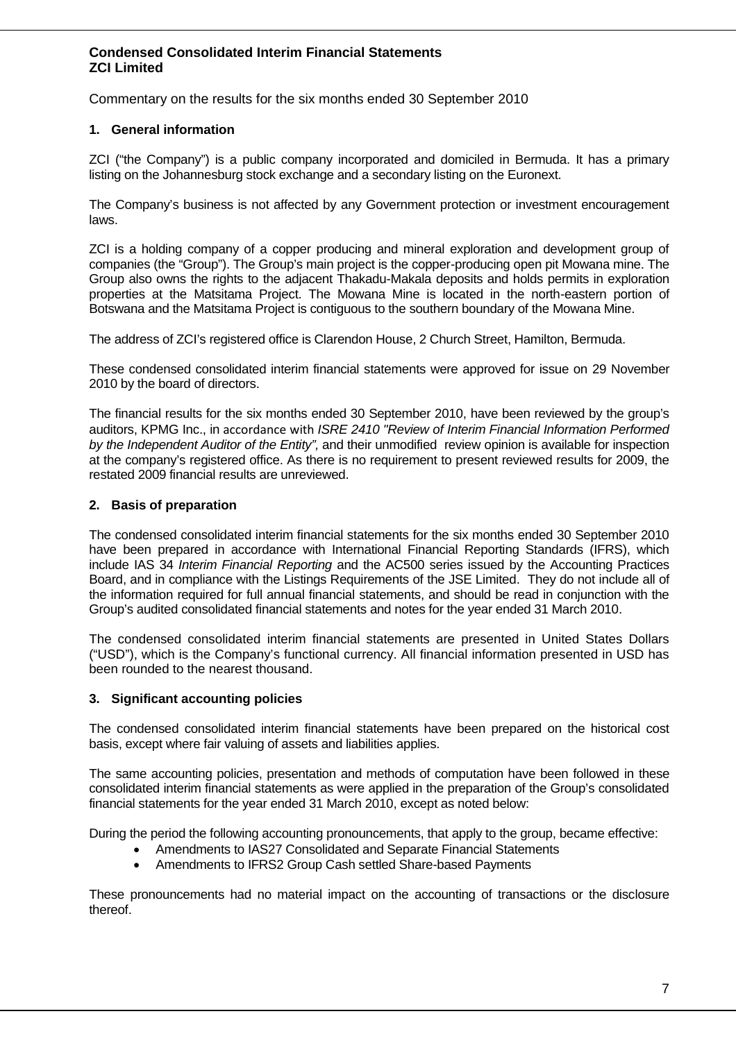**Condensed Consolidated Interim Financial Statements**
**ZCI Limited**

Commentary on the results for the six months ended 30 September 2010

## 1. General information

ZCI ("the Company") is a public company incorporated and domiciled in Bermuda. It has a primary listing on the Johannesburg stock exchange and a secondary listing on the Euronext.

The Company's business is not affected by any Government protection or investment encouragement laws.

ZCI is a holding company of a copper producing and mineral exploration and development group of companies (the "Group"). The Group's main project is the copper-producing open pit Mowana mine. The Group also owns the rights to the adjacent Thakadu-Makala deposits and holds permits in exploration properties at the Matsitama Project. The Mowana Mine is located in the north-eastern portion of Botswana and the Matsitama Project is contiguous to the southern boundary of the Mowana Mine.

The address of ZCI's registered office is Clarendon House, 2 Church Street, Hamilton, Bermuda.

These condensed consolidated interim financial statements were approved for issue on 29 November 2010 by the board of directors.

The financial results for the six months ended 30 September 2010, have been reviewed by the group's auditors, KPMG Inc., in accordance with *ISRE 2410 "Review of Interim Financial Information Performed by the Independent Auditor of the Entity",* and their unmodified review opinion is available for inspection at the company's registered office. As there is no requirement to present reviewed results for 2009, the restated 2009 financial results are unreviewed.

## 2. Basis of preparation

The condensed consolidated interim financial statements for the six months ended 30 September 2010 have been prepared in accordance with International Financial Reporting Standards (IFRS), which include IAS 34 *Interim Financial Reporting* and the AC500 series issued by the Accounting Practices Board, and in compliance with the Listings Requirements of the JSE Limited. They do not include all of the information required for full annual financial statements, and should be read in conjunction with the Group's audited consolidated financial statements and notes for the year ended 31 March 2010.

The condensed consolidated interim financial statements are presented in United States Dollars ("USD"), which is the Company's functional currency. All financial information presented in USD has been rounded to the nearest thousand.

## 3. Significant accounting policies

The condensed consolidated interim financial statements have been prepared on the historical cost basis, except where fair valuing of assets and liabilities applies.

The same accounting policies, presentation and methods of computation have been followed in these consolidated interim financial statements as were applied in the preparation of the Group's consolidated financial statements for the year ended 31 March 2010, except as noted below:

During the period the following accounting pronouncements, that apply to the group, became effective:

- Amendments to IAS27 Consolidated and Separate Financial Statements
- Amendments to IFRS2 Group Cash settled Share-based Payments

These pronouncements had no material impact on the accounting of transactions or the disclosure thereof.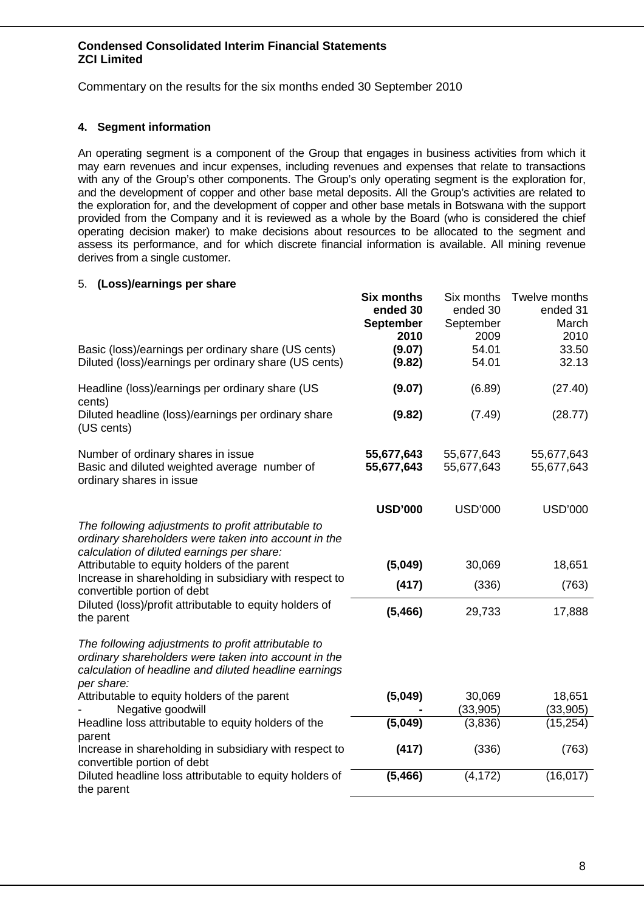**Condensed Consolidated Interim Financial Statements**
**ZCI Limited**

Commentary on the results for the six months ended 30 September 2010

## 4. Segment information

An operating segment is a component of the Group that engages in business activities from which it may earn revenues and incur expenses, including revenues and expenses that relate to transactions with any of the Group's other components. The Group's only operating segment is the exploration for, and the development of copper and other base metal deposits. All the Group's activities are related to the exploration for, and the development of copper and other base metals in Botswana with the support provided from the Company and it is reviewed as a whole by the Board (who is considered the chief operating decision maker) to make decisions about resources to be allocated to the segment and assess its performance, and for which discrete financial information is available. All mining revenue derives from a single customer.

## 5. (Loss)/earnings per share

| | **Six months ended 30 September 2010** | Six months ended 30 September 2009 | Twelve months ended 31 March 2010 |
|---|---|---|---|
| Basic (loss)/earnings per ordinary share (US cents) | **(9.07)** | 54.01 | 33.50 |
| Diluted (loss)/earnings per ordinary share (US cents) | **(9.82)** | 54.01 | 32.13 |
| Headline (loss)/earnings per ordinary share (US cents) | **(9.07)** | (6.89) | (27.40) |
| Diluted headline (loss)/earnings per ordinary share (US cents) | **(9.82)** | (7.49) | (28.77) |
| Number of ordinary shares in issue | **55,677,643** | 55,677,643 | 55,677,643 |
| Basic and diluted weighted average number of ordinary shares in issue | **55,677,643** | 55,677,643 | 55,677,643 |
| | **USD'000** | USD'000 | USD'000 |
| *The following adjustments to profit attributable to ordinary shareholders were taken into account in the calculation of diluted earnings per share:* | | | |
| Attributable to equity holders of the parent | **(5,049)** | 30,069 | 18,651 |
| Increase in shareholding in subsidiary with respect to convertible portion of debt | **(417)** | (336) | (763) |
| Diluted (loss)/profit attributable to equity holders of the parent | **(5,466)** | 29,733 | 17,888 |
| *The following adjustments to profit attributable to ordinary shareholders were taken into account in the calculation of headline and diluted headline earnings per share:* | | | |
| Attributable to equity holders of the parent | **(5,049)** | 30,069 | 18,651 |
| - Negative goodwill | **-** | (33,905) | (33,905) |
| Headline loss attributable to equity holders of the parent | **(5,049)** | (3,836) | (15,254) |
| Increase in shareholding in subsidiary with respect to convertible portion of debt | **(417)** | (336) | (763) |
| Diluted headline loss attributable to equity holders of the parent | **(5,466)** | (4,172) | (16,017) |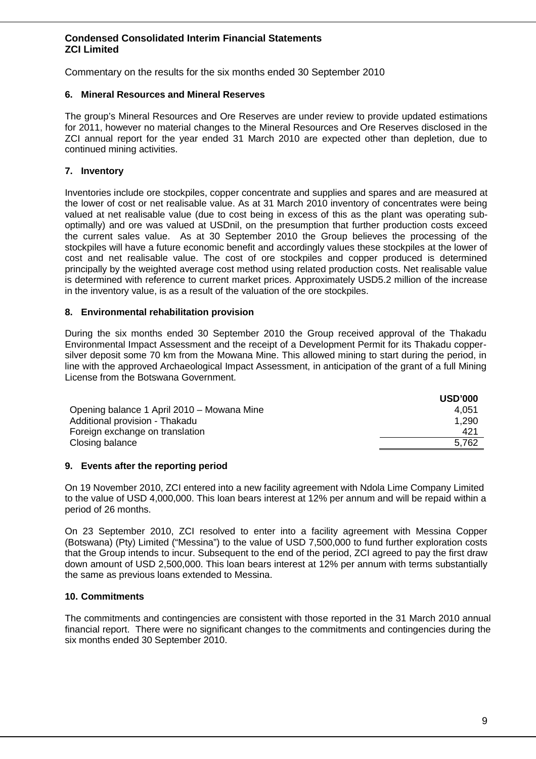**Condensed Consolidated Interim Financial Statements**
**ZCI Limited**

Commentary on the results for the six months ended 30 September 2010

### 6. Mineral Resources and Mineral Reserves

The group's Mineral Resources and Ore Reserves are under review to provide updated estimations for 2011, however no material changes to the Mineral Resources and Ore Reserves disclosed in the ZCI annual report for the year ended 31 March 2010 are expected other than depletion, due to continued mining activities.

### 7. Inventory

Inventories include ore stockpiles, copper concentrate and supplies and spares and are measured at the lower of cost or net realisable value. As at 31 March 2010 inventory of concentrates were being valued at net realisable value (due to cost being in excess of this as the plant was operating sub-optimally) and ore was valued at USDnil, on the presumption that further production costs exceed the current sales value. As at 30 September 2010 the Group believes the processing of the stockpiles will have a future economic benefit and accordingly values these stockpiles at the lower of cost and net realisable value. The cost of ore stockpiles and copper produced is determined principally by the weighted average cost method using related production costs. Net realisable value is determined with reference to current market prices. Approximately USD5.2 million of the increase in the inventory value, is as a result of the valuation of the ore stockpiles.

### 8. Environmental rehabilitation provision

During the six months ended 30 September 2010 the Group received approval of the Thakadu Environmental Impact Assessment and the receipt of a Development Permit for its Thakadu copper-silver deposit some 70 km from the Mowana Mine. This allowed mining to start during the period, in line with the approved Archaeological Impact Assessment, in anticipation of the grant of a full Mining License from the Botswana Government.

| | USD'000 |
|---|---|
| Opening balance 1 April 2010 – Mowana Mine | 4,051 |
| Additional provision - Thakadu | 1,290 |
| Foreign exchange on translation | 421 |
| Closing balance | 5,762 |

### 9. Events after the reporting period

On 19 November 2010, ZCI entered into a new facility agreement with Ndola Lime Company Limited to the value of USD 4,000,000. This loan bears interest at 12% per annum and will be repaid within a period of 26 months.

On 23 September 2010, ZCI resolved to enter into a facility agreement with Messina Copper (Botswana) (Pty) Limited ("Messina") to the value of USD 7,500,000 to fund further exploration costs that the Group intends to incur. Subsequent to the end of the period, ZCI agreed to pay the first draw down amount of USD 2,500,000. This loan bears interest at 12% per annum with terms substantially the same as previous loans extended to Messina.

### 10. Commitments

The commitments and contingencies are consistent with those reported in the 31 March 2010 annual financial report. There were no significant changes to the commitments and contingencies during the six months ended 30 September 2010.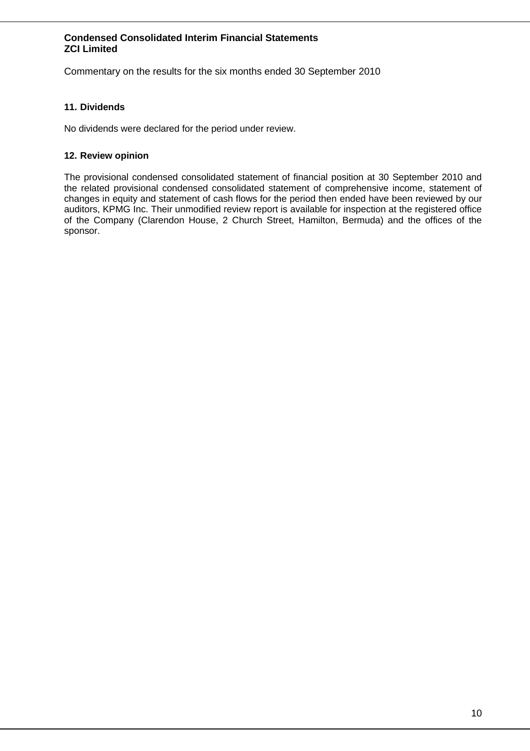**Condensed Consolidated Interim Financial Statements**
**ZCI Limited**

Commentary on the results for the six months ended 30 September 2010

### 11. Dividends

No dividends were declared for the period under review.

### 12. Review opinion

The provisional condensed consolidated statement of financial position at 30 September 2010 and the related provisional condensed consolidated statement of comprehensive income, statement of changes in equity and statement of cash flows for the period then ended have been reviewed by our auditors, KPMG Inc. Their unmodified review report is available for inspection at the registered office of the Company (Clarendon House, 2 Church Street, Hamilton, Bermuda) and the offices of the sponsor.